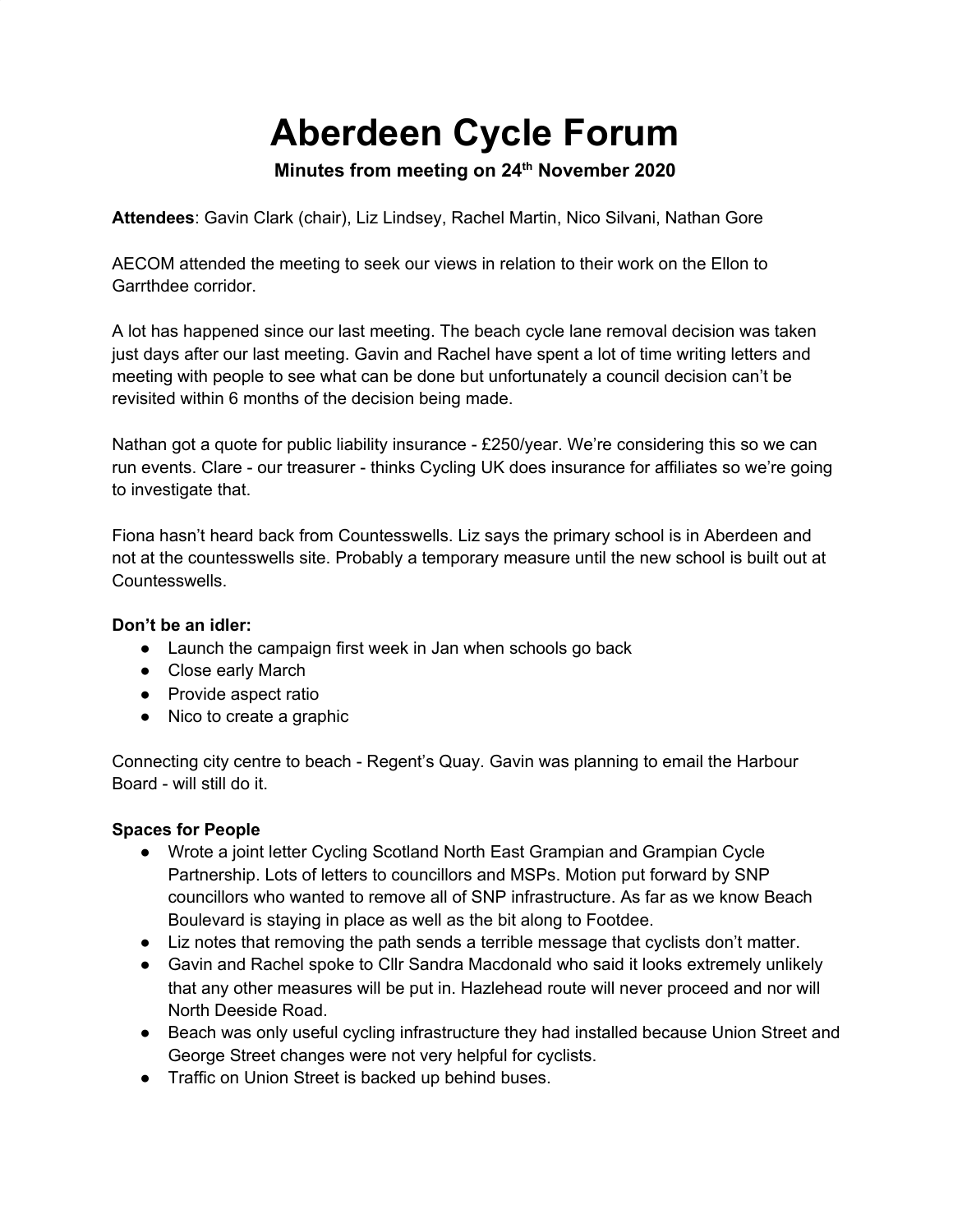# Aberdeen Cycle Forum

**Minutes from meeting on 24th November 2020**

**Attendees**: Gavin Clark (chair), Liz Lindsey, Rachel Martin, Nico Silvani, Nathan Gore

AECOM attended the meeting to seek our views in relation to their work on the Ellon to Garrthdee corridor.

A lot has happened since our last meeting. The beach cycle lane removal decision was taken just days after our last meeting. Gavin and Rachel have spent a lot of time writing letters and meeting with people to see what can be done but unfortunately a council decision can't be revisited within 6 months of the decision being made.

Nathan got a quote for public liability insurance - £250/year. We're considering this so we can run events. Clare - our treasurer - thinks Cycling UK does insurance for affiliates so we're going to investigate that.

Fiona hasn't heard back from Countesswells. Liz says the primary school is in Aberdeen and not at the countesswells site. Probably a temporary measure until the new school is built out at Countesswells.

**Don't be an idler:**

- Launch the campaign first week in Jan when schools go back
- Close early March
- Provide aspect ratio
- Nico to create a graphic

Connecting city centre to beach - Regent's Quay. Gavin was planning to email the Harbour Board - will still do it.

**Spaces for People**

- Wrote a joint letter Cycling Scotland North East Grampian and Grampian Cycle Partnership. Lots of letters to councillors and MSPs. Motion put forward by SNP councillors who wanted to remove all of SNP infrastructure. As far as we know Beach Boulevard is staying in place as well as the bit along to Footdee.
- Liz notes that removing the path sends a terrible message that cyclists don't matter.
- Gavin and Rachel spoke to Cllr Sandra Macdonald who said it looks extremely unlikely that any other measures will be put in. Hazlehead route will never proceed and nor will North Deeside Road.
- Beach was only useful cycling infrastructure they had installed because Union Street and George Street changes were not very helpful for cyclists.
- Traffic on Union Street is backed up behind buses.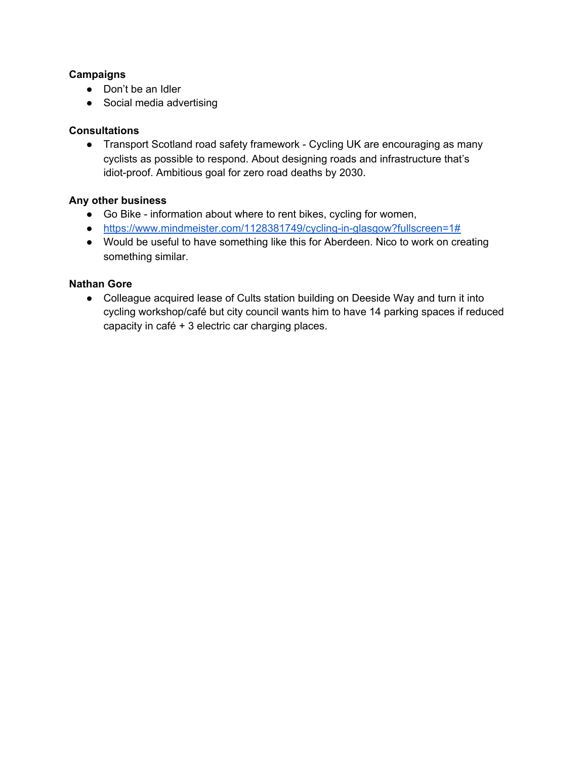**Campaigns**

- Don't be an Idler
- Social media advertising

**Consultations**

- Transport Scotland road safety framework - Cycling UK are encouraging as many cyclists as possible to respond. About designing roads and infrastructure that's idiot-proof. Ambitious goal for zero road deaths by 2030.

**Any other business**

- Go Bike - information about where to rent bikes, cycling for women,
- https://www.mindmeister.com/1128381749/cycling-in-glasgow?fullscreen=1#
- Would be useful to have something like this for Aberdeen. Nico to work on creating something similar.

**Nathan Gore**

- Colleague acquired lease of Cults station building on Deeside Way and turn it into cycling workshop/café but city council wants him to have 14 parking spaces if reduced capacity in café + 3 electric car charging places.